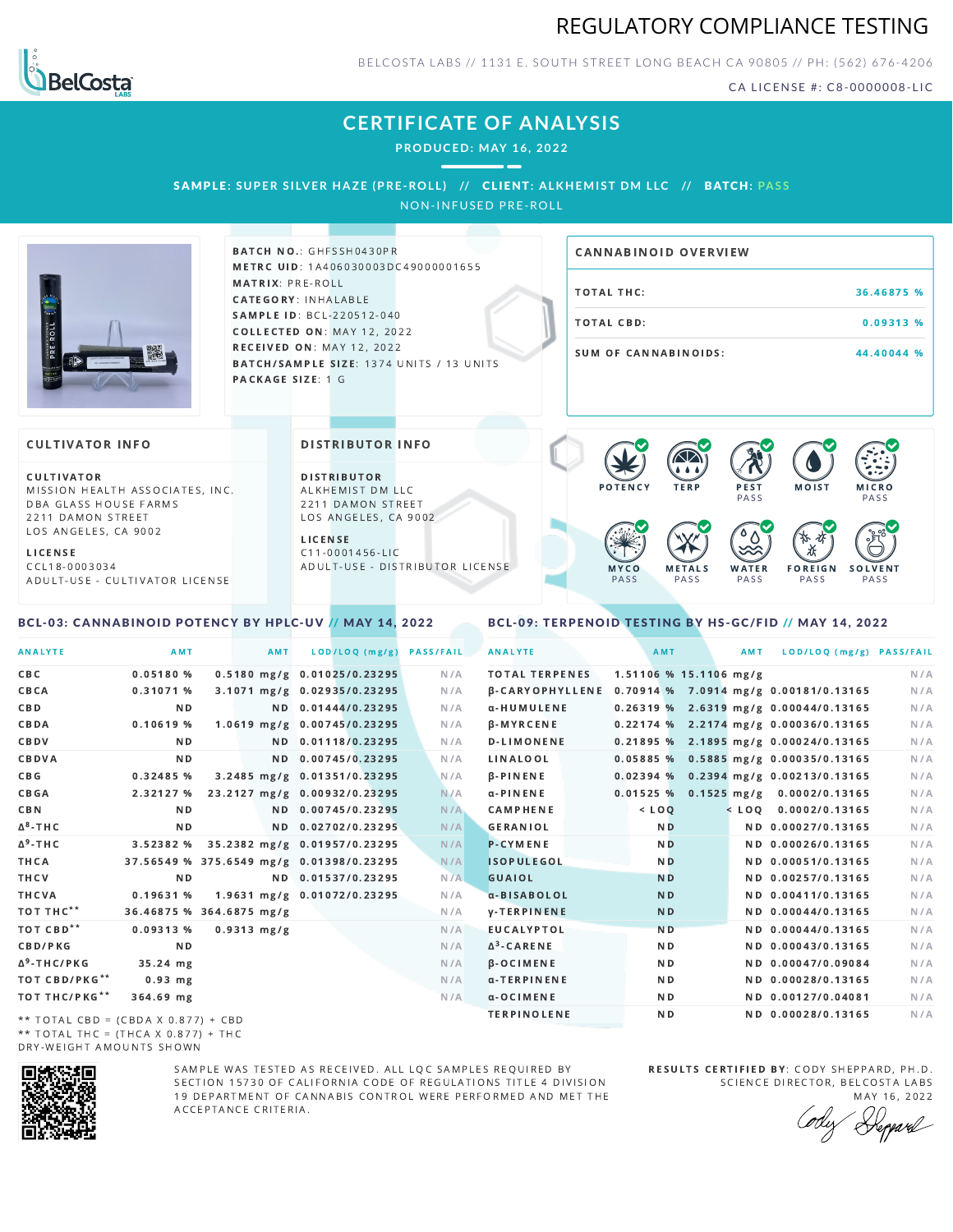# REGULATORY COMPLIANCE TESTING

BELCOSTA LABS // 1131 E. SOUTH STREET LONG BEACH CA 90805 // PH: (562) 676-4206

CA LICENSE #: C8-0000008-LIC

## CERTIFICATE OF ANALYSIS

**PRODUCED: MAY 16, 2022**

**SAMPLE:** SUPER SILVER HAZE (PRE-ROLL) // **CLIENT:** ALKHEMIST DM LLC // **BATCH:** PASS

NON-INFUSED PRE-ROLL

**BATCH NO.:** GHFSSH0430PR
**METRC UID:** 1A406030003DC49000001655
**MATRIX:** PRE-ROLL
**CATEGORY:** INHALABLE
**SAMPLE ID:** BCL-220512-040
**COLLECTED ON:** MAY 12, 2022
**RECEIVED ON:** MAY 12, 2022
**BATCH/SAMPLE SIZE:** 1374 UNITS / 13 UNITS
**PACKAGE SIZE:** 1 G

### CANNABINOID OVERVIEW

| | |
|---|---|
| TOTAL THC: | 36.46875 % |
| TOTAL CBD: | 0.09313 % |
| SUM OF CANNABINOIDS: | 44.40044 % |

### CULTIVATOR INFO

**CULTIVATOR**
MISSION HEALTH ASSOCIATES, INC.
DBA GLASS HOUSE FARMS
2211 DAMON STREET
LOS ANGELES, CA 9002

**LICENSE**
CCL18-0003034
ADULT-USE - CULTIVATOR LICENSE

### DISTRIBUTOR INFO

**DISTRIBUTOR**
ALKHEMIST DM LLC
2211 DAMON STREET
LOS ANGELES, CA 9002

**LICENSE**
C11-0001456-LIC
ADULT-USE - DISTRIBUTOR LICENSE

POTENCY | TERP | PEST PASS | MOIST | MICRO PASS | MYCO PASS | METALS PASS | WATER PASS | FOREIGN PASS | SOLVENT PASS

### BCL-03: CANNABINOID POTENCY BY HPLC-UV // MAY 14, 2022

| ANALYTE | AMT | AMT | LOD/LOQ (mg/g) | PASS/FAIL |
|---|---|---|---|---|
| CBC | 0.05180 % | 0.5180 mg/g | 0.01025/0.23295 | N/A |
| CBCA | 0.31071 % | 3.1071 mg/g | 0.02935/0.23295 | N/A |
| CBD | ND | ND | 0.01444/0.23295 | N/A |
| CBDA | 0.10619 % | 1.0619 mg/g | 0.00745/0.23295 | N/A |
| CBDV | ND | ND | 0.01118/0.23295 | N/A |
| CBDVA | ND | ND | 0.00745/0.23295 | N/A |
| CBG | 0.32485 % | 3.2485 mg/g | 0.01351/0.23295 | N/A |
| CBGA | 2.32127 % | 23.2127 mg/g | 0.00932/0.23295 | N/A |
| CBN | ND | ND | 0.00745/0.23295 | N/A |
| $\Delta^8$-THC | ND | ND | 0.02702/0.23295 | N/A |
| $\Delta^9$-THC | 3.52382 % | 35.2382 mg/g | 0.01957/0.23295 | N/A |
| THCA | 37.56549 % | 375.6549 mg/g | 0.01398/0.23295 | N/A |
| THCV | ND | ND | 0.01537/0.23295 | N/A |
| THCVA | 0.19631 % | 1.9631 mg/g | 0.01072/0.23295 | N/A |
| TOT THC** | 36.46875 % | 364.6875 mg/g | | N/A |
| TOT CBD** | 0.09313 % | 0.9313 mg/g | | N/A |
| CBD/PKG | ND | | | N/A |
| $\Delta^9$-THC/PKG | 35.24 mg | | | N/A |
| TOT CBD/PKG** | 0.93 mg | | | N/A |
| TOT THC/PKG** | 364.69 mg | | | N/A |

** TOTAL CBD = (CBDA X 0.877) + CBD
** TOTAL THC = (THCA X 0.877) + THC
DRY-WEIGHT AMOUNTS SHOWN

### BCL-09: TERPENOID TESTING BY HS-GC/FID // MAY 14, 2022

| ANALYTE | AMT | AMT | LOD/LOQ (mg/g) | PASS/FAIL |
|---|---|---|---|---|
| TOTAL TERPENES | 1.51106 % | 15.1106 mg/g | | N/A |
| β-CARYOPHYLLENE | 0.70914 % | 7.0914 mg/g | 0.00181/0.13165 | N/A |
| α-HUMULENE | 0.26319 % | 2.6319 mg/g | 0.00044/0.13165 | N/A |
| β-MYRCENE | 0.22174 % | 2.2174 mg/g | 0.00036/0.13165 | N/A |
| D-LIMONENE | 0.21895 % | 2.1895 mg/g | 0.00024/0.13165 | N/A |
| LINALOOL | 0.05885 % | 0.5885 mg/g | 0.00035/0.13165 | N/A |
| β-PINENE | 0.02394 % | 0.2394 mg/g | 0.00213/0.13165 | N/A |
| α-PINENE | 0.01525 % | 0.1525 mg/g | 0.0002/0.13165 | N/A |
| CAMPHENE | < LOQ | < LOQ | 0.0002/0.13165 | N/A |
| GERANIOL | ND | ND | 0.00027/0.13165 | N/A |
| P-CYMENE | ND | ND | 0.00026/0.13165 | N/A |
| ISOPULEGOL | ND | ND | 0.00051/0.13165 | N/A |
| GUAIOL | ND | ND | 0.00257/0.13165 | N/A |
| α-BISABOLOL | ND | ND | 0.00411/0.13165 | N/A |
| γ-TERPINENE | ND | ND | 0.00044/0.13165 | N/A |
| EUCALYPTOL | ND | ND | 0.00044/0.13165 | N/A |
| $\Delta^3$-CARENE | ND | ND | 0.00043/0.13165 | N/A |
| β-OCIMENE | ND | ND | 0.00047/0.09084 | N/A |
| α-TERPINENE | ND | ND | 0.00028/0.13165 | N/A |
| α-OCIMENE | ND | ND | 0.00127/0.04081 | N/A |
| TERPINOLENE | ND | ND | 0.00028/0.13165 | N/A |

SAMPLE WAS TESTED AS RECEIVED. ALL LQC SAMPLES REQUIRED BY SECTION 15730 OF CALIFORNIA CODE OF REGULATIONS TITLE 4 DIVISION 19 DEPARTMENT OF CANNABIS CONTROL WERE PERFORMED AND MET THE ACCEPTANCE CRITERIA.

**RESULTS CERTIFIED BY:** CODY SHEPPARD, PH.D.
SCIENCE DIRECTOR, BELCOSTA LABS
MAY 16, 2022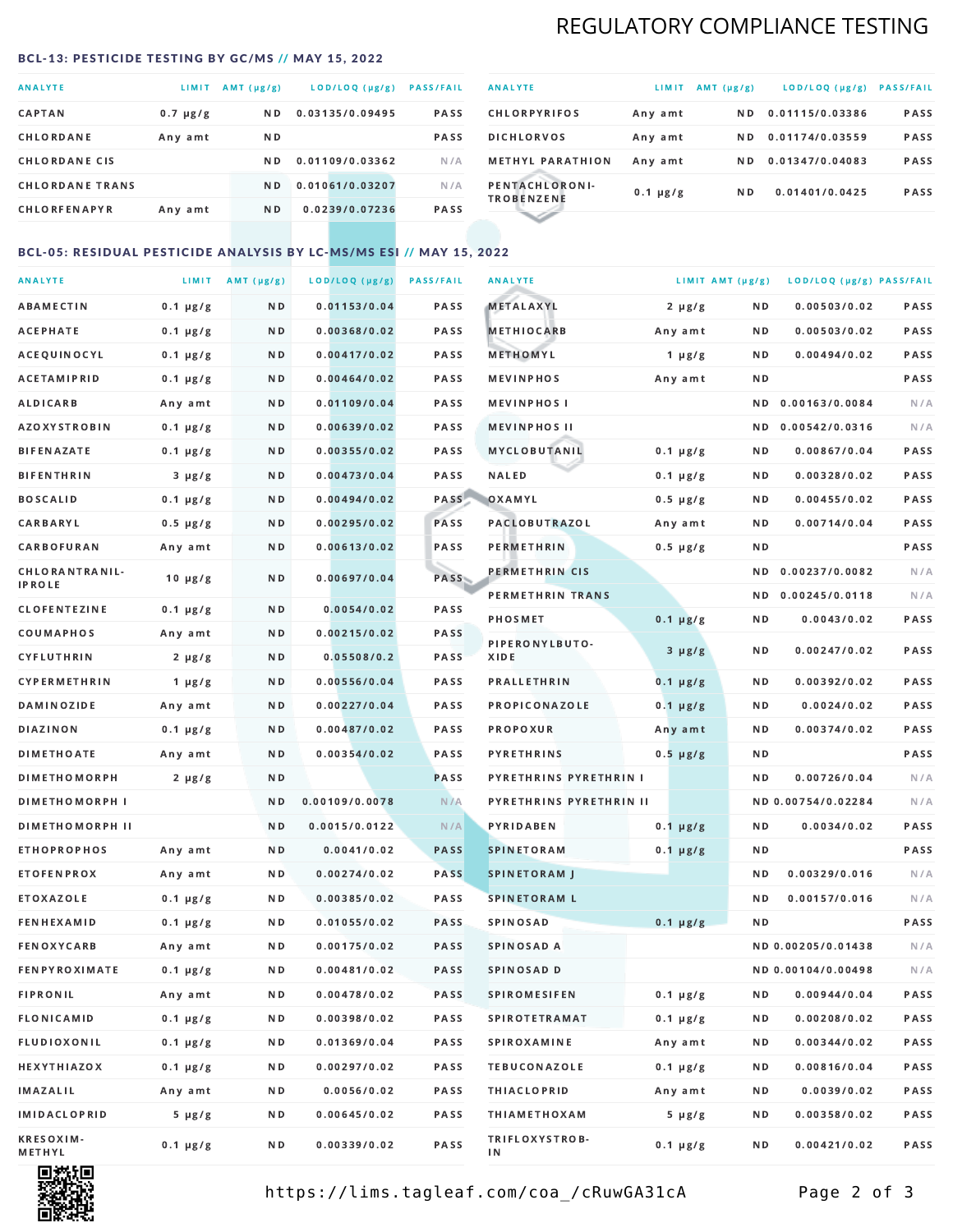# REGULATORY COMPLIANCE TESTING

## BCL-13: PESTICIDE TESTING BY GC/MS // MAY 15, 2022

| ANALYTE | LIMIT | AMT (μg/g) | LOD/LOQ (μg/g) | PASS/FAIL |
|---|---|---|---|---|
| CAPTAN | 0.7 μg/g | ND | 0.03135/0.09495 | PASS |
| CHLORDANE | Any amt | ND | | PASS |
| CHLORDANE CIS | | ND | 0.01109/0.03362 | N/A |
| CHLORDANE TRANS | | ND | 0.01061/0.03207 | N/A |
| CHLORFENAPYR | Any amt | ND | 0.0239/0.07236 | PASS |
| CHLORPYRIFOS | Any amt | ND | 0.01115/0.03386 | PASS |
| DICHLORVOS | Any amt | ND | 0.01174/0.03559 | PASS |
| METHYL PARATHION | Any amt | ND | 0.01347/0.04083 | PASS |
| PENTACHLORONITROBENZENE | 0.1 μg/g | ND | 0.01401/0.0425 | PASS |

## BCL-05: RESIDUAL PESTICIDE ANALYSIS BY LC-MS/MS ESI // MAY 15, 2022

| ANALYTE | LIMIT | AMT (μg/g) | LOD/LOQ (μg/g) | PASS/FAIL |
|---|---|---|---|---|
| ABAMECTIN | 0.1 μg/g | ND | 0.01153/0.04 | PASS |
| ACEPHATE | 0.1 μg/g | ND | 0.00368/0.02 | PASS |
| ACEQUINOCYL | 0.1 μg/g | ND | 0.00417/0.02 | PASS |
| ACETAMIPRID | 0.1 μg/g | ND | 0.00464/0.02 | PASS |
| ALDICARB | Any amt | ND | 0.01109/0.04 | PASS |
| AZOXYSTROBIN | 0.1 μg/g | ND | 0.00639/0.02 | PASS |
| BIFENAZATE | 0.1 μg/g | ND | 0.00355/0.02 | PASS |
| BIFENTHRIN | 3 μg/g | ND | 0.00473/0.04 | PASS |
| BOSCALID | 0.1 μg/g | ND | 0.00494/0.02 | PASS |
| CARBARYL | 0.5 μg/g | ND | 0.00295/0.02 | PASS |
| CARBOFURAN | Any amt | ND | 0.00613/0.02 | PASS |
| CHLORANTRANILIPROLE | 10 μg/g | ND | 0.00697/0.04 | PASS |
| CLOFENTEZINE | 0.1 μg/g | ND | 0.0054/0.02 | PASS |
| COUMAPHOS | Any amt | ND | 0.00215/0.02 | PASS |
| CYFLUTHRIN | 2 μg/g | ND | 0.05508/0.2 | PASS |
| CYPERMETHRIN | 1 μg/g | ND | 0.00556/0.04 | PASS |
| DAMINOZIDE | Any amt | ND | 0.00227/0.04 | PASS |
| DIAZINON | 0.1 μg/g | ND | 0.00487/0.02 | PASS |
| DIMETHOATE | Any amt | ND | 0.00354/0.02 | PASS |
| DIMETHOMORPH | 2 μg/g | ND | | PASS |
| DIMETHOMORPH I | | ND | 0.00109/0.0078 | N/A |
| DIMETHOMORPH II | | ND | 0.0015/0.0122 | N/A |
| ETHOPROPHOS | Any amt | ND | 0.0041/0.02 | PASS |
| ETOFENPROX | Any amt | ND | 0.00274/0.02 | PASS |
| ETOXAZOLE | 0.1 μg/g | ND | 0.00385/0.02 | PASS |
| FENHEXAMID | 0.1 μg/g | ND | 0.01055/0.02 | PASS |
| FENOXYCARB | Any amt | ND | 0.00175/0.02 | PASS |
| FENPYROXIMATE | 0.1 μg/g | ND | 0.00481/0.02 | PASS |
| FIPRONIL | Any amt | ND | 0.00478/0.02 | PASS |
| FLONICAMID | 0.1 μg/g | ND | 0.00398/0.02 | PASS |
| FLUDIOXONIL | 0.1 μg/g | ND | 0.01369/0.04 | PASS |
| HEXYTHIAZOX | 0.1 μg/g | ND | 0.00297/0.02 | PASS |
| IMAZALIL | Any amt | ND | 0.0056/0.02 | PASS |
| IMIDACLOPRID | 5 μg/g | ND | 0.00645/0.02 | PASS |
| KRESOXIM-METHYL | 0.1 μg/g | ND | 0.00339/0.02 | PASS |
| METALAXYL | 2 μg/g | ND | 0.00503/0.02 | PASS |
| METHIOCARB | Any amt | ND | 0.00503/0.02 | PASS |
| METHOMYL | 1 μg/g | ND | 0.00494/0.02 | PASS |
| MEVINPHOS | Any amt | ND | | PASS |
| MEVINPHOS I | | ND | 0.00163/0.0084 | N/A |
| MEVINPHOS II | | ND | 0.00542/0.0316 | N/A |
| MYCLOBUTANIL | 0.1 μg/g | ND | 0.00867/0.04 | PASS |
| NALED | 0.1 μg/g | ND | 0.00328/0.02 | PASS |
| OXAMYL | 0.5 μg/g | ND | 0.00455/0.02 | PASS |
| PACLOBUTRAZOL | Any amt | ND | 0.00714/0.04 | PASS |
| PERMETHRIN | 0.5 μg/g | ND | | PASS |
| PERMETHRIN CIS | | ND | 0.00237/0.0082 | N/A |
| PERMETHRIN TRANS | | ND | 0.00245/0.0118 | N/A |
| PHOSMET | 0.1 μg/g | ND | 0.0043/0.02 | PASS |
| PIPERONYLBUTOXIDE | 3 μg/g | ND | 0.00247/0.02 | PASS |
| PRALLETHRIN | 0.1 μg/g | ND | 0.00392/0.02 | PASS |
| PROPICONAZOLE | 0.1 μg/g | ND | 0.0024/0.02 | PASS |
| PROPOXUR | Any amt | ND | 0.00374/0.02 | PASS |
| PYRETHRINS | 0.5 μg/g | ND | | PASS |
| PYRETHRINS PYRETHRIN I | | ND | 0.00726/0.04 | N/A |
| PYRETHRINS PYRETHRIN II | | ND | 0.00754/0.02284 | N/A |
| PYRIDABEN | 0.1 μg/g | ND | 0.0034/0.02 | PASS |
| SPINETORAM | 0.1 μg/g | ND | | PASS |
| SPINETORAM J | | ND | 0.00329/0.016 | N/A |
| SPINETORAM L | | ND | 0.00157/0.016 | N/A |
| SPINOSAD | 0.1 μg/g | ND | | PASS |
| SPINOSAD A | | ND | 0.00205/0.01438 | N/A |
| SPINOSAD D | | ND | 0.00104/0.00498 | N/A |
| SPIROMESIFEN | 0.1 μg/g | ND | 0.00944/0.04 | PASS |
| SPIROTETRAMAT | 0.1 μg/g | ND | 0.00208/0.02 | PASS |
| SPIROXAMINE | Any amt | ND | 0.00344/0.02 | PASS |
| TEBUCONAZOLE | 0.1 μg/g | ND | 0.00816/0.04 | PASS |
| THIACLOPRID | Any amt | ND | 0.0039/0.02 | PASS |
| THIAMETHOXAM | 5 μg/g | ND | 0.00358/0.02 | PASS |
| TRIFLOXYSTROBIN | 0.1 μg/g | ND | 0.00421/0.02 | PASS |

https://lims.tagleaf.com/coa_/cRuwGA31cA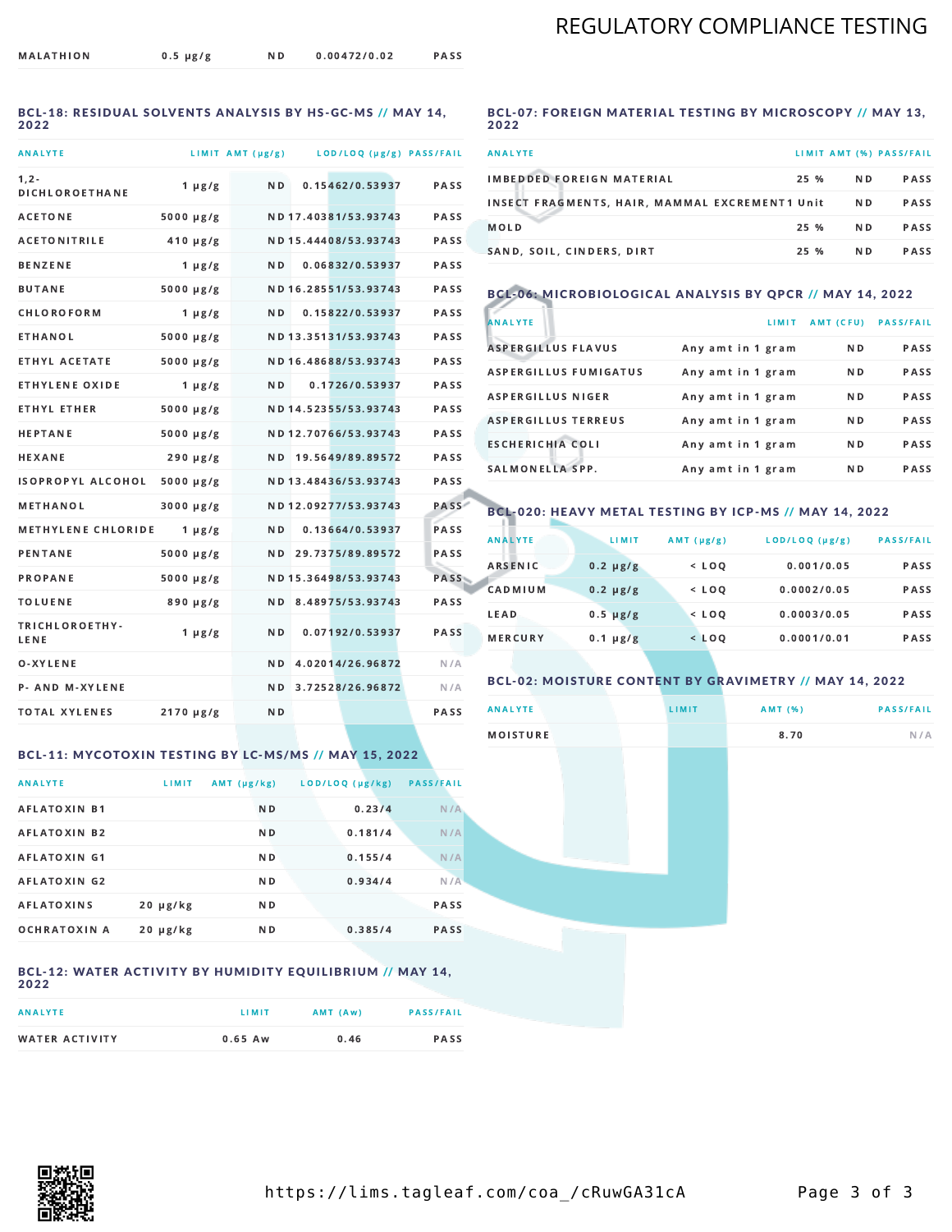# REGULATORY COMPLIANCE TESTING

| | | | | |
|---|---|---|---|---|
| MALATHION | 0.5 µg/g | ND | 0.00472/0.02 | PASS |

## BCL-18: RESIDUAL SOLVENTS ANALYSIS BY HS-GC-MS // MAY 14, 2022

| ANALYTE | LIMIT | AMT (µg/g) | LOD/LOQ (µg/g) | PASS/FAIL |
|---|---|---|---|---|
| 1,2-DICHLOROETHANE | 1 µg/g | ND | 0.15462/0.53937 | PASS |
| ACETONE | 5000 µg/g | ND | 17.40381/53.93743 | PASS |
| ACETONITRILE | 410 µg/g | ND | 15.44408/53.93743 | PASS |
| BENZENE | 1 µg/g | ND | 0.06832/0.53937 | PASS |
| BUTANE | 5000 µg/g | ND | 16.28551/53.93743 | PASS |
| CHLOROFORM | 1 µg/g | ND | 0.15822/0.53937 | PASS |
| ETHANOL | 5000 µg/g | ND | 13.35131/53.93743 | PASS |
| ETHYL ACETATE | 5000 µg/g | ND | 16.48688/53.93743 | PASS |
| ETHYLENE OXIDE | 1 µg/g | ND | 0.1726/0.53937 | PASS |
| ETHYL ETHER | 5000 µg/g | ND | 14.52355/53.93743 | PASS |
| HEPTANE | 5000 µg/g | ND | 12.70766/53.93743 | PASS |
| HEXANE | 290 µg/g | ND | 19.5649/89.89572 | PASS |
| ISOPROPYL ALCOHOL | 5000 µg/g | ND | 13.48436/53.93743 | PASS |
| METHANOL | 3000 µg/g | ND | 12.09277/53.93743 | PASS |
| METHYLENE CHLORIDE | 1 µg/g | ND | 0.13664/0.53937 | PASS |
| PENTANE | 5000 µg/g | ND | 29.7375/89.89572 | PASS |
| PROPANE | 5000 µg/g | ND | 15.36498/53.93743 | PASS |
| TOLUENE | 890 µg/g | ND | 8.48975/53.93743 | PASS |
| TRICHLOROETHYLENE | 1 µg/g | ND | 0.07192/0.53937 | PASS |
| O-XYLENE | | ND | 4.02014/26.96872 | N/A |
| P- AND M-XYLENE | | ND | 3.72528/26.96872 | N/A |
| TOTAL XYLENES | 2170 µg/g | ND | | PASS |

## BCL-11: MYCOTOXIN TESTING BY LC-MS/MS // MAY 15, 2022

| ANALYTE | LIMIT | AMT (µg/kg) | LOD/LOQ (µg/kg) | PASS/FAIL |
|---|---|---|---|---|
| AFLATOXIN B1 | | ND | 0.23/4 | N/A |
| AFLATOXIN B2 | | ND | 0.181/4 | N/A |
| AFLATOXIN G1 | | ND | 0.155/4 | N/A |
| AFLATOXIN G2 | | ND | 0.934/4 | N/A |
| AFLATOXINS | 20 µg/kg | ND | | PASS |
| OCHRATOXIN A | 20 µg/kg | ND | 0.385/4 | PASS |

## BCL-12: WATER ACTIVITY BY HUMIDITY EQUILIBRIUM // MAY 14, 2022

| ANALYTE | LIMIT | AMT (Aw) | PASS/FAIL |
|---|---|---|---|
| WATER ACTIVITY | 0.65 Aw | 0.46 | PASS |

## BCL-07: FOREIGN MATERIAL TESTING BY MICROSCOPY // MAY 13, 2022

| ANALYTE | LIMIT | AMT (%) | PASS/FAIL |
|---|---|---|---|
| IMBEDDED FOREIGN MATERIAL | 25 % | ND | PASS |
| INSECT FRAGMENTS, HAIR, MAMMAL EXCREMENT | 1 Unit | ND | PASS |
| MOLD | 25 % | ND | PASS |
| SAND, SOIL, CINDERS, DIRT | 25 % | ND | PASS |

## BCL-06: MICROBIOLOGICAL ANALYSIS BY QPCR // MAY 14, 2022

| ANALYTE | LIMIT | AMT (CFU) | PASS/FAIL |
|---|---|---|---|
| ASPERGILLUS FLAVUS | Any amt in 1 gram | ND | PASS |
| ASPERGILLUS FUMIGATUS | Any amt in 1 gram | ND | PASS |
| ASPERGILLUS NIGER | Any amt in 1 gram | ND | PASS |
| ASPERGILLUS TERREUS | Any amt in 1 gram | ND | PASS |
| ESCHERICHIA COLI | Any amt in 1 gram | ND | PASS |
| SALMONELLA SPP. | Any amt in 1 gram | ND | PASS |

## BCL-020: HEAVY METAL TESTING BY ICP-MS // MAY 14, 2022

| ANALYTE | LIMIT | AMT (µg/g) | LOD/LOQ (µg/g) | PASS/FAIL |
|---|---|---|---|---|
| ARSENIC | 0.2 µg/g | < LOQ | 0.001/0.05 | PASS |
| CADMIUM | 0.2 µg/g | < LOQ | 0.0002/0.05 | PASS |
| LEAD | 0.5 µg/g | < LOQ | 0.0003/0.05 | PASS |
| MERCURY | 0.1 µg/g | < LOQ | 0.0001/0.01 | PASS |

## BCL-02: MOISTURE CONTENT BY GRAVIMETRY // MAY 14, 2022

| ANALYTE | LIMIT | AMT (%) | PASS/FAIL |
|---|---|---|---|
| MOISTURE | | 8.70 | N/A |

https://lims.tagleaf.com/coa_/cRuwGA31cA